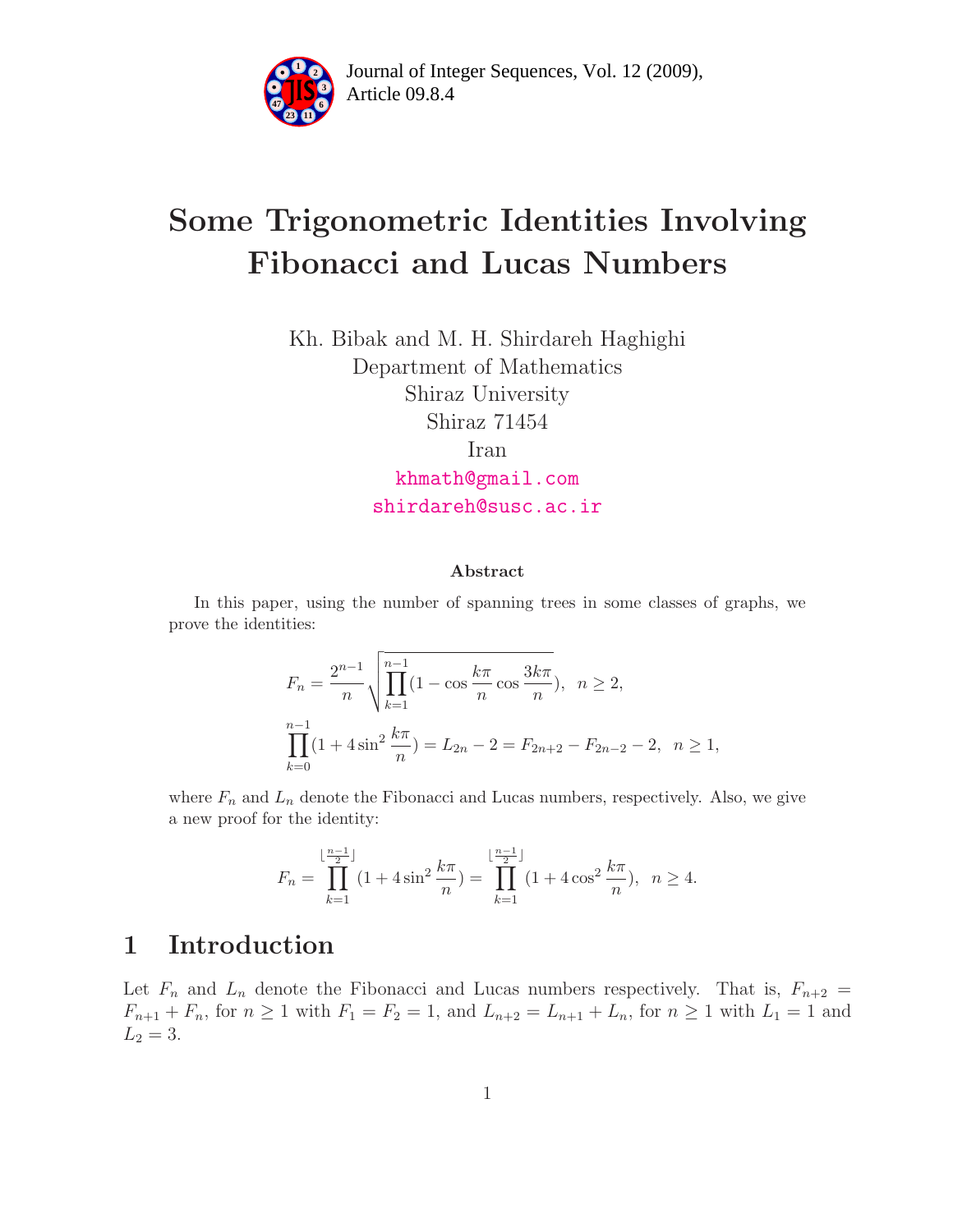# Some Trigonometric Identities Involving Fibonacci and Lucas Numbers

Kh. Bibak and M. H. Shirdareh Haghighi
Department of Mathematics
Shiraz University
Shiraz 71454
Iran
khmath@gmail.com
shirdareh@susc.ac.ir

### Abstract

In this paper, using the number of spanning trees in some classes of graphs, we prove the identities:

$$F_n = \frac{2^{n-1}}{n}\sqrt{\prod_{k=1}^{n-1}(1-\cos\frac{k\pi}{n}\cos\frac{3k\pi}{n})},\ \ n \geq 2,$$

$$\prod_{k=0}^{n-1}(1+4\sin^2\frac{k\pi}{n}) = L_{2n}-2 = F_{2n+2}-F_{2n-2}-2,\ \ n \geq 1,$$

where $F_n$ and $L_n$ denote the Fibonacci and Lucas numbers, respectively. Also, we give a new proof for the identity:

$$F_n = \prod_{k=1}^{\lfloor\frac{n-1}{2}\rfloor}(1+4\sin^2\frac{k\pi}{n}) = \prod_{k=1}^{\lfloor\frac{n-1}{2}\rfloor}(1+4\cos^2\frac{k\pi}{n}),\ \ n \geq 4.$$

## 1 Introduction

Let $F_n$ and $L_n$ denote the Fibonacci and Lucas numbers respectively. That is, $F_{n+2} = F_{n+1}+F_n$, for $n \geq 1$ with $F_1 = F_2 = 1$, and $L_{n+2} = L_{n+1}+L_n$, for $n \geq 1$ with $L_1 = 1$ and $L_2 = 3$.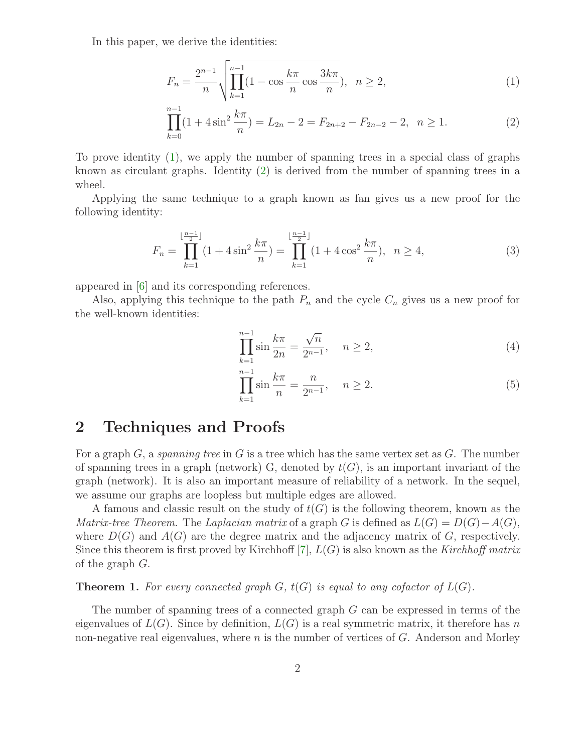In this paper, we derive the identities:

$$F_n = \frac{2^{n-1}}{n}\sqrt{\prod_{k=1}^{n-1}(1-\cos\frac{k\pi}{n}\cos\frac{3k\pi}{n})}, \quad n \geq 2, \tag{1}$$

$$\prod_{k=0}^{n-1}(1+4\sin^2\frac{k\pi}{n}) = L_{2n}-2 = F_{2n+2}-F_{2n-2}-2, \quad n \geq 1. \tag{2}$$

To prove identity (1), we apply the number of spanning trees in a special class of graphs known as circulant graphs. Identity (2) is derived from the number of spanning trees in a wheel.

Applying the same technique to a graph known as fan gives us a new proof for the following identity:

$$F_n = \prod_{k=1}^{\lfloor\frac{n-1}{2}\rfloor}(1+4\sin^2\frac{k\pi}{n}) = \prod_{k=1}^{\lfloor\frac{n-1}{2}\rfloor}(1+4\cos^2\frac{k\pi}{n}), \quad n \geq 4, \tag{3}$$

appeared in [6] and its corresponding references.

Also, applying this technique to the path $P_n$ and the cycle $C_n$ gives us a new proof for the well-known identities:

$$\prod_{k=1}^{n-1}\sin\frac{k\pi}{2n} = \frac{\sqrt{n}}{2^{n-1}}, \quad n \geq 2, \tag{4}$$

$$\prod_{k=1}^{n-1}\sin\frac{k\pi}{n} = \frac{n}{2^{n-1}}, \quad n \geq 2. \tag{5}$$

## 2 Techniques and Proofs

For a graph $G$, a *spanning tree* in $G$ is a tree which has the same vertex set as $G$. The number of spanning trees in a graph (network) G, denoted by $t(G)$, is an important invariant of the graph (network). It is also an important measure of reliability of a network. In the sequel, we assume our graphs are loopless but multiple edges are allowed.

A famous and classic result on the study of $t(G)$ is the following theorem, known as the *Matrix-tree Theorem*. The *Laplacian matrix* of a graph $G$ is defined as $L(G) = D(G) - A(G)$, where $D(G)$ and $A(G)$ are the degree matrix and the adjacency matrix of $G$, respectively. Since this theorem is first proved by Kirchhoff [7], $L(G)$ is also known as the *Kirchhoff matrix* of the graph $G$.

**Theorem 1.** *For every connected graph $G$, $t(G)$ is equal to any cofactor of $L(G)$.*

The number of spanning trees of a connected graph $G$ can be expressed in terms of the eigenvalues of $L(G)$. Since by definition, $L(G)$ is a real symmetric matrix, it therefore has $n$ non-negative real eigenvalues, where $n$ is the number of vertices of $G$. Anderson and Morley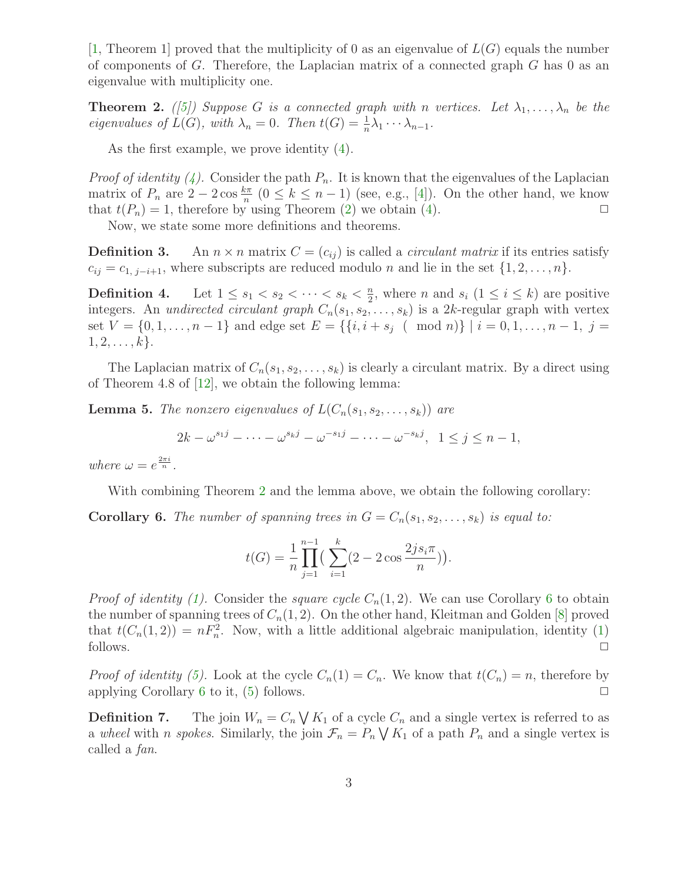[1, Theorem 1] proved that the multiplicity of 0 as an eigenvalue of $L(G)$ equals the number of components of $G$. Therefore, the Laplacian matrix of a connected graph $G$ has 0 as an eigenvalue with multiplicity one.

**Theorem 2.** *([5]) Suppose $G$ is a connected graph with $n$ vertices. Let $\lambda_1, \ldots, \lambda_n$ be the eigenvalues of $L(G)$, with $\lambda_n = 0$. Then $t(G) = \frac{1}{n}\lambda_1 \cdots \lambda_{n-1}$.*

As the first example, we prove identity (4).

*Proof of identity (4).* Consider the path $P_n$. It is known that the eigenvalues of the Laplacian matrix of $P_n$ are $2 - 2\cos\frac{k\pi}{n}$ $(0 \leq k \leq n-1)$ (see, e.g., [4]). On the other hand, we know that $t(P_n) = 1$, therefore by using Theorem (2) we obtain (4). □

Now, we state some more definitions and theorems.

**Definition 3.** An $n \times n$ matrix $C = (c_{ij})$ is called a *circulant matrix* if its entries satisfy $c_{ij} = c_{1,\, j-i+1}$, where subscripts are reduced modulo $n$ and lie in the set $\{1, 2, \ldots, n\}$.

**Definition 4.** Let $1 \leq s_1 < s_2 < \cdots < s_k < \frac{n}{2}$, where $n$ and $s_i$ $(1 \leq i \leq k)$ are positive integers. An *undirected circulant graph* $C_n(s_1, s_2, \ldots, s_k)$ is a $2k$-regular graph with vertex set $V = \{0, 1, \ldots, n-1\}$ and edge set $E = \{\{i, i + s_j \pmod{n}\} \mid i = 0, 1, \ldots, n-1,\ j = 1, 2, \ldots, k\}$.

The Laplacian matrix of $C_n(s_1, s_2, \ldots, s_k)$ is clearly a circulant matrix. By a direct using of Theorem 4.8 of [12], we obtain the following lemma:

**Lemma 5.** *The nonzero eigenvalues of $L(C_n(s_1, s_2, \ldots, s_k))$ are*

$$2k - \omega^{s_1 j} - \cdots - \omega^{s_k j} - \omega^{-s_1 j} - \cdots - \omega^{-s_k j}, \ \ 1 \leq j \leq n-1,$$

*where $\omega = e^{\frac{2\pi i}{n}}$.*

With combining Theorem 2 and the lemma above, we obtain the following corollary:

**Corollary 6.** *The number of spanning trees in $G = C_n(s_1, s_2, \ldots, s_k)$ is equal to:*

$$t(G) = \frac{1}{n}\prod_{j=1}^{n-1}\Big(\sum_{i=1}^{k}(2 - 2\cos\frac{2js_i\pi}{n})\Big).$$

*Proof of identity (1).* Consider the *square cycle* $C_n(1, 2)$. We can use Corollary 6 to obtain the number of spanning trees of $C_n(1, 2)$. On the other hand, Kleitman and Golden [8] proved that $t(C_n(1, 2)) = nF_n^2$. Now, with a little additional algebraic manipulation, identity (1) follows. □

*Proof of identity (5).* Look at the cycle $C_n(1) = C_n$. We know that $t(C_n) = n$, therefore by applying Corollary 6 to it, (5) follows. □

**Definition 7.** The join $W_n = C_n \bigvee K_1$ of a cycle $C_n$ and a single vertex is referred to as a *wheel* with $n$ *spokes*. Similarly, the join $\mathcal{F}_n = P_n \bigvee K_1$ of a path $P_n$ and a single vertex is called a *fan*.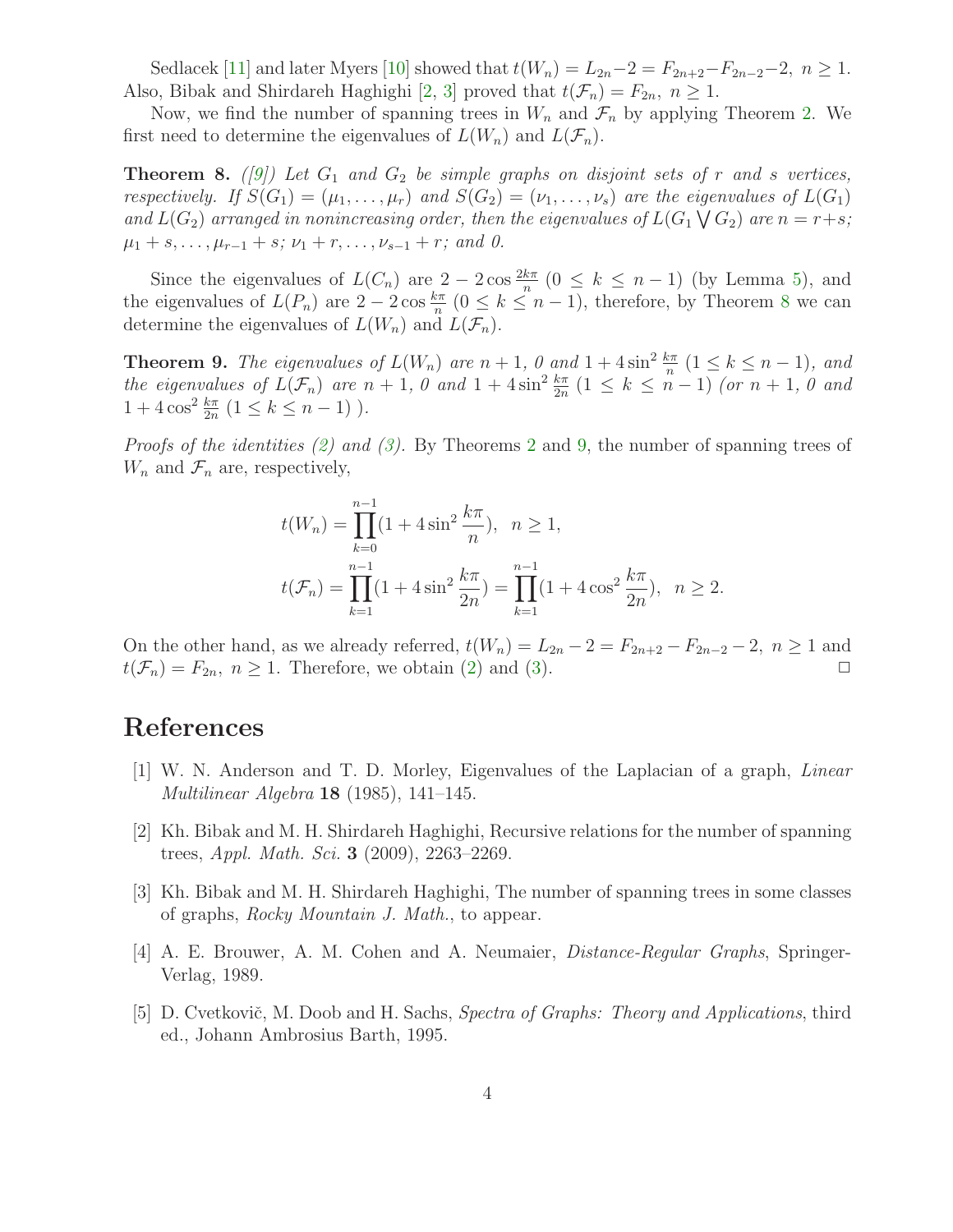Sedlacek [11] and later Myers [10] showed that $t(W_n) = L_{2n} - 2 = F_{2n+2} - F_{2n-2} - 2,\ n \geq 1$. Also, Bibak and Shirdareh Haghighi [2, 3] proved that $t(\mathcal{F}_n) = F_{2n},\ n \geq 1$.

Now, we find the number of spanning trees in $W_n$ and $\mathcal{F}_n$ by applying Theorem 2. We first need to determine the eigenvalues of $L(W_n)$ and $L(\mathcal{F}_n)$.

**Theorem 8.** *([9]) Let $G_1$ and $G_2$ be simple graphs on disjoint sets of $r$ and $s$ vertices, respectively. If $S(G_1) = (\mu_1, \ldots, \mu_r)$ and $S(G_2) = (\nu_1, \ldots, \nu_s)$ are the eigenvalues of $L(G_1)$ and $L(G_2)$ arranged in nonincreasing order, then the eigenvalues of $L(G_1 \bigvee G_2)$ are $n = r+s$; $\mu_1 + s, \ldots, \mu_{r-1} + s$; $\nu_1 + r, \ldots, \nu_{s-1} + r$; and 0.*

Since the eigenvalues of $L(C_n)$ are $2 - 2\cos\frac{2k\pi}{n}$ $(0 \leq k \leq n-1)$ (by Lemma 5), and the eigenvalues of $L(P_n)$ are $2 - 2\cos\frac{k\pi}{n}$ $(0 \leq k \leq n-1)$, therefore, by Theorem 8 we can determine the eigenvalues of $L(W_n)$ and $L(\mathcal{F}_n)$.

**Theorem 9.** *The eigenvalues of $L(W_n)$ are $n+1$, 0 and $1 + 4\sin^2\frac{k\pi}{n}$ $(1 \leq k \leq n-1)$, and the eigenvalues of $L(\mathcal{F}_n)$ are $n+1$, 0 and $1 + 4\sin^2\frac{k\pi}{2n}$ $(1 \leq k \leq n-1)$ (or $n+1$, 0 and $1 + 4\cos^2\frac{k\pi}{2n}$ $(1 \leq k \leq n-1)$ ).*

*Proofs of the identities (2) and (3).* By Theorems 2 and 9, the number of spanning trees of $W_n$ and $\mathcal{F}_n$ are, respectively,

$$t(W_n) = \prod_{k=0}^{n-1}(1 + 4\sin^2\frac{k\pi}{n}), \quad n \geq 1,$$

$$t(\mathcal{F}_n) = \prod_{k=1}^{n-1}(1 + 4\sin^2\frac{k\pi}{2n}) = \prod_{k=1}^{n-1}(1 + 4\cos^2\frac{k\pi}{2n}), \quad n \geq 2.$$

On the other hand, as we already referred, $t(W_n) = L_{2n} - 2 = F_{2n+2} - F_{2n-2} - 2,\ n \geq 1$ and $t(\mathcal{F}_n) = F_{2n},\ n \geq 1$. Therefore, we obtain (2) and (3). $\square$

# References

[1] W. N. Anderson and T. D. Morley, Eigenvalues of the Laplacian of a graph, *Linear Multilinear Algebra* **18** (1985), 141–145.

[2] Kh. Bibak and M. H. Shirdareh Haghighi, Recursive relations for the number of spanning trees, *Appl. Math. Sci.* **3** (2009), 2263–2269.

[3] Kh. Bibak and M. H. Shirdareh Haghighi, The number of spanning trees in some classes of graphs, *Rocky Mountain J. Math.*, to appear.

[4] A. E. Brouwer, A. M. Cohen and A. Neumaier, *Distance-Regular Graphs*, Springer-Verlag, 1989.

[5] D. Cvetkovič, M. Doob and H. Sachs, *Spectra of Graphs: Theory and Applications*, third ed., Johann Ambrosius Barth, 1995.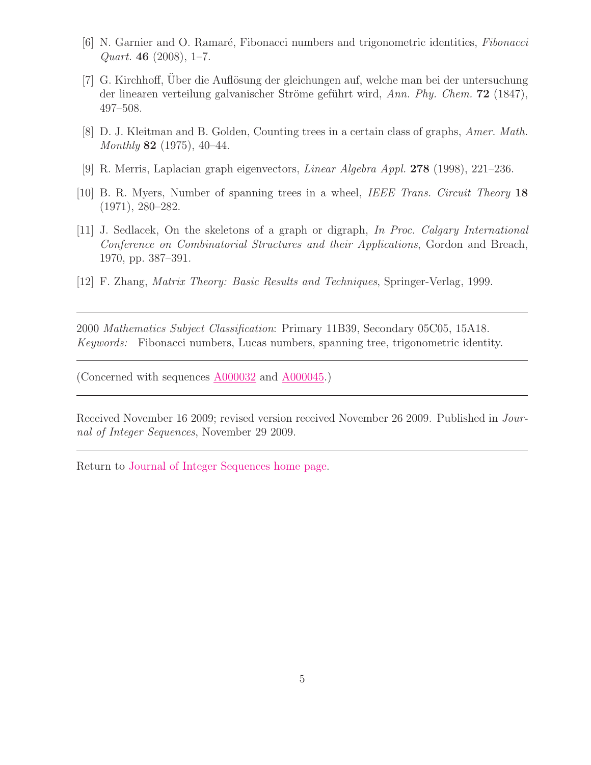[6] N. Garnier and O. Ramaré, Fibonacci numbers and trigonometric identities, *Fibonacci Quart.* **46** (2008), 1–7.

[7] G. Kirchhoff, Über die Auflösung der gleichungen auf, welche man bei der untersuchung der linearen verteilung galvanischer Ströme geführt wird, *Ann. Phy. Chem.* **72** (1847), 497–508.

[8] D. J. Kleitman and B. Golden, Counting trees in a certain class of graphs, *Amer. Math. Monthly* **82** (1975), 40–44.

[9] R. Merris, Laplacian graph eigenvectors, *Linear Algebra Appl.* **278** (1998), 221–236.

[10] B. R. Myers, Number of spanning trees in a wheel, *IEEE Trans. Circuit Theory* **18** (1971), 280–282.

[11] J. Sedlacek, On the skeletons of a graph or digraph, *In Proc. Calgary International Conference on Combinatorial Structures and their Applications*, Gordon and Breach, 1970, pp. 387–391.

[12] F. Zhang, *Matrix Theory: Basic Results and Techniques*, Springer-Verlag, 1999.

---

2000 *Mathematics Subject Classification*: Primary 11B39, Secondary 05C05, 15A18.
*Keywords:* Fibonacci numbers, Lucas numbers, spanning tree, trigonometric identity.

---

(Concerned with sequences A000032 and A000045.)

---

Received November 16 2009; revised version received November 26 2009. Published in *Journal of Integer Sequences*, November 29 2009.

---

Return to Journal of Integer Sequences home page.